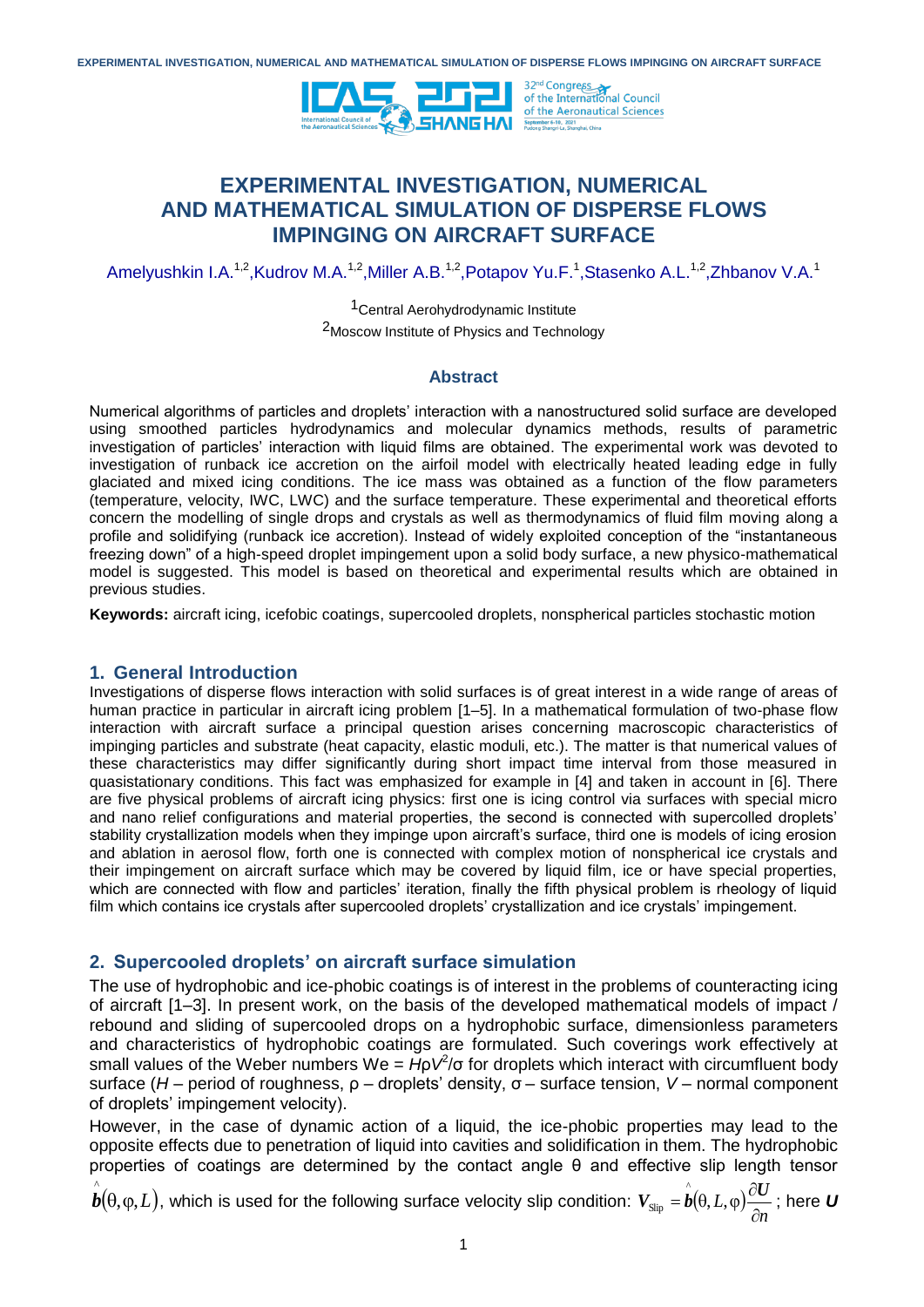# EXPERIMENTAL INVESTIGATION, NUMERICAL AND MATHEMATICAL SIMULATION OF DISPERSE FLOWS IMPINGING ON AIRCRAFT SURFACE

Amelyushkin I.A.[1,2], Kudrov M.A.[1,2], Miller A.B.[1,2], Potapov Yu.F.[1], Stasenko A.L.[1,2], Zhbanov V.A.[1]

[1]Central Aerohydrodynamic Institute
[2]Moscow Institute of Physics and Technology

### Abstract

Numerical algorithms of particles and droplets' interaction with a nanostructured solid surface are developed using smoothed particles hydrodynamics and molecular dynamics methods, results of parametric investigation of particles' interaction with liquid films are obtained. The experimental work was devoted to investigation of runback ice accretion on the airfoil model with electrically heated leading edge in fully glaciated and mixed icing conditions. The ice mass was obtained as a function of the flow parameters (temperature, velocity, IWC, LWC) and the surface temperature. These experimental and theoretical efforts concern the modelling of single drops and crystals as well as thermodynamics of fluid film moving along a profile and solidifying (runback ice accretion). Instead of widely exploited conception of the "instantaneous freezing down" of a high-speed droplet impingement upon a solid body surface, a new physico-mathematical model is suggested. This model is based on theoretical and experimental results which are obtained in previous studies.

**Keywords:** aircraft icing, icefobic coatings, supercooled droplets, nonspherical particles stochastic motion

## 1. General Introduction

Investigations of disperse flows interaction with solid surfaces is of great interest in a wide range of areas of human practice in particular in aircraft icing problem [1–5]. In a mathematical formulation of two-phase flow interaction with aircraft surface a principal question arises concerning macroscopic characteristics of impinging particles and substrate (heat capacity, elastic moduli, etc.). The matter is that numerical values of these characteristics may differ significantly during short impact time interval from those measured in quasistationary conditions. This fact was emphasized for example in [4] and taken in account in [6]. There are five physical problems of aircraft icing physics: first one is icing control via surfaces with special micro and nano relief configurations and material properties, the second is connected with supercolled droplets' stability crystallization models when they impinge upon aircraft's surface, third one is models of icing erosion and ablation in aerosol flow, forth one is connected with complex motion of nonspherical ice crystals and their impingement on aircraft surface which may be covered by liquid film, ice or have special properties, which are connected with flow and particles' iteration, finally the fifth physical problem is rheology of liquid film which contains ice crystals after supercooled droplets' crystallization and ice crystals' impingement.

## 2. Supercooled droplets' on aircraft surface simulation

The use of hydrophobic and ice-phobic coatings is of interest in the problems of counteracting icing of aircraft [1–3]. In present work, on the basis of the developed mathematical models of impact / rebound and sliding of supercooled drops on a hydrophobic surface, dimensionless parameters and characteristics of hydrophobic coatings are formulated. Such coverings work effectively at small values of the Weber numbers $\mathrm{We} = H\rho V^2/\sigma$ for droplets which interact with circumfluent body surface ($H$ – period of roughness, $\rho$ – droplets' density, $\sigma$ – surface tension, $V$ – normal component of droplets' impingement velocity).

However, in the case of dynamic action of a liquid, the ice-phobic properties may lead to the opposite effects due to penetration of liquid into cavities and solidification in them. The hydrophobic properties of coatings are determined by the contact angle θ and effective slip length tensor $\hat{\boldsymbol{b}}(\theta, \varphi, L)$, which is used for the following surface velocity slip condition: $\boldsymbol{V}_{\text{Slip}} = \hat{\boldsymbol{b}}(\theta, L, \varphi)\dfrac{\partial \boldsymbol{U}}{\partial n}$; here $\boldsymbol{U}$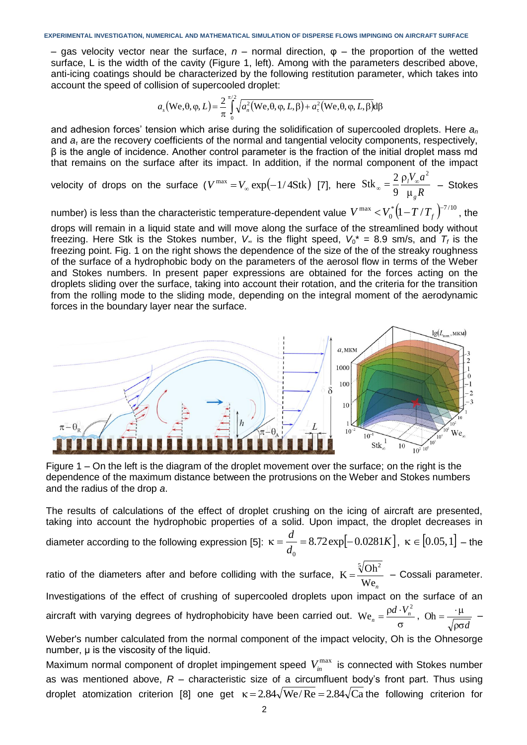– gas velocity vector near the surface, $n$ – normal direction, $\varphi$ – the proportion of the wetted surface, L is the width of the cavity (Figure 1, left). Among with the parameters described above, anti-icing coatings should be characterized by the following restitution parameter, which takes into account the speed of collision of supercooled droplet:

$$a_s(\mathrm{We},\theta,\varphi,L) = \frac{2}{\pi}\int_0^{\pi/2}\sqrt{a_n^2(\mathrm{We},\theta,\varphi,L,\beta)+a_\tau^2(\mathrm{We},\theta,\varphi,L,\beta)}\,d\beta$$

and adhesion forces' tension which arise during the solidification of supercooled droplets. Here $a_n$ and $a_\tau$ are the recovery coefficients of the normal and tangential velocity components, respectively, $\beta$ is the angle of incidence. Another control parameter is the fraction of the initial droplet mass md that remains on the surface after its impact. In addition, if the normal component of the impact velocity of drops on the surface ($V^{\max} = V_\infty \exp(-1/4\mathrm{Stk})$ [7], here $\mathrm{Stk}_\infty = \dfrac{2}{9}\dfrac{\rho_l V_\infty a^2}{\mu_g R}$ – Stokes number) is less than the characteristic temperature-dependent value $V^{\max} < V_0^*(1 - T/T_f)^{-7/10}$, the drops will remain in a liquid state and will move along the surface of the streamlined body without freezing. Here Stk is the Stokes number, $V_\infty$ is the flight speed, $V_0^*$ = 8.9 sm/s, and $T_f$ is the freezing point. Fig. 1 on the right shows the dependence of the size of the of the streaky roughness of the surface of a hydrophobic body on the parameters of the aerosol flow in terms of the Weber and Stokes numbers. In present paper expressions are obtained for the forces acting on the droplets sliding over the surface, taking into account their rotation, and the criteria for the transition from the rolling mode to the sliding mode, depending on the integral moment of the aerodynamic forces in the boundary layer near the surface.

Figure 1 – On the left is the diagram of the droplet movement over the surface; on the right is the dependence of the maximum distance between the protrusions on the Weber and Stokes numbers and the radius of the drop $a$.

The results of calculations of the effect of droplet crushing on the icing of aircraft are presented, taking into account the hydrophobic properties of a solid. Upon impact, the droplet decreases in diameter according to the following expression [5]: $\kappa = \dfrac{d}{d_0} = 8.72\exp[-0.0281K]$, $\kappa \in [0.05, 1]$ – the ratio of the diameters after and before colliding with the surface, $\mathrm{K} = \dfrac{\sqrt[5]{\mathrm{Oh}^2}}{\mathrm{We}_n}$ – Cossali parameter. Investigations of the effect of crushing of supercooled droplets upon impact on the surface of an aircraft with varying degrees of hydrophobicity have been carried out. $\mathrm{We}_n = \dfrac{\rho d \cdot V_n^2}{\sigma}$, $\mathrm{Oh} = \dfrac{\cdot\mu}{\sqrt{\rho\sigma d}}$ – Weber's number calculated from the normal component of the impact velocity, Oh is the Ohnesorge number, μ is the viscosity of the liquid.

Maximum normal component of droplet impingement speed $V_{in}^{\max}$ is connected with Stokes number as was mentioned above, $R$ – characteristic size of a circumfluent body's front part. Thus using droplet atomization criterion [8] one get $\kappa = 2.84\sqrt{\mathrm{We}/\mathrm{Re}} = 2.84\sqrt{\mathrm{Ca}}$ the following criterion for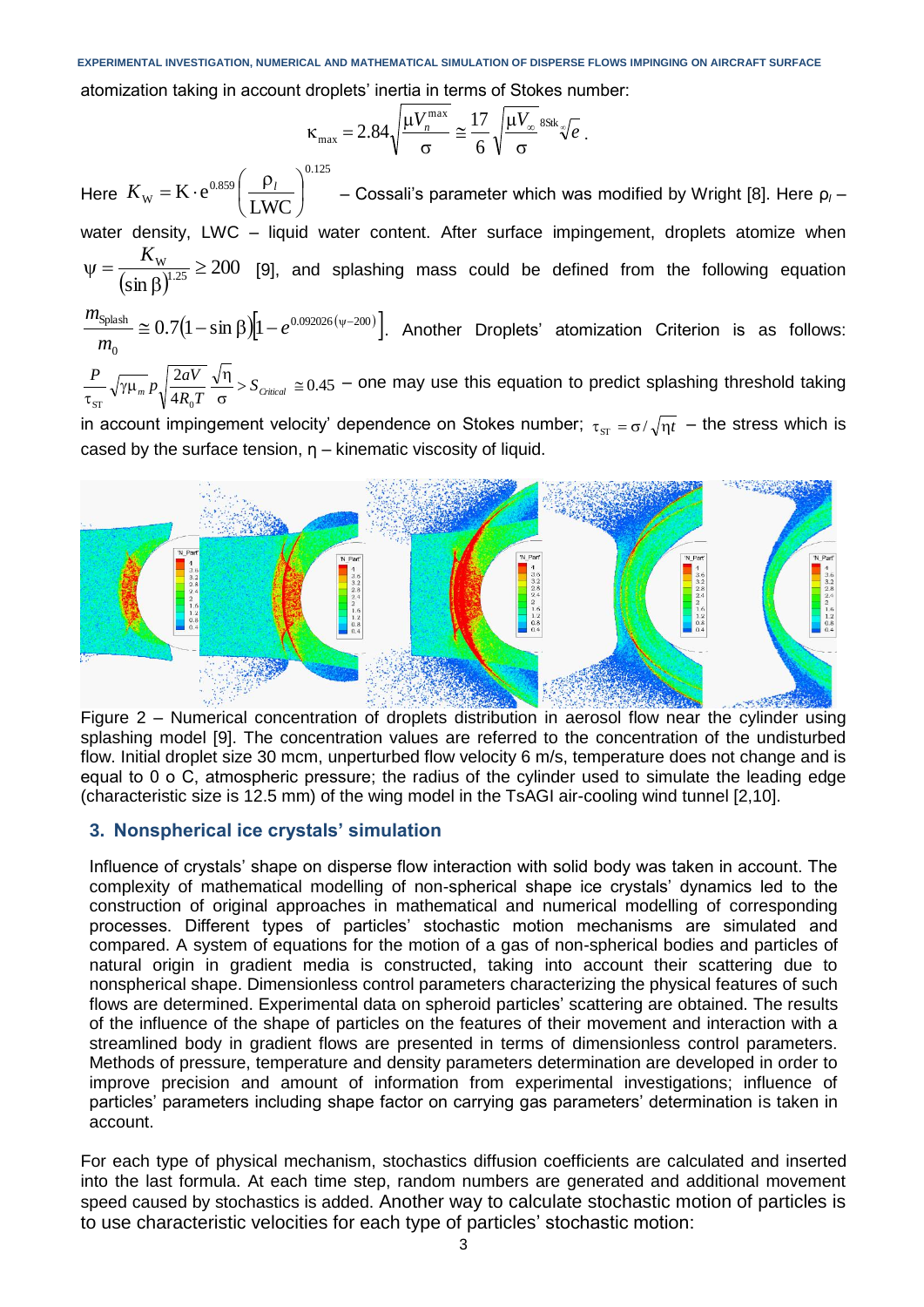atomization taking in account droplets' inertia in terms of Stokes number:

$$\kappa_{\max} = 2.84\sqrt{\frac{\mu V_n^{\max}}{\sigma}} \cong \frac{17}{6}\sqrt{\frac{\mu V_\infty}{\sigma}}\,{}^{8\mathrm{Stk}}\!\!\sqrt[\infty]{e}\,.$$

Here $K_{\mathrm{W}} = \mathrm{K}\cdot e^{0.859}\left(\frac{\rho_l}{\mathrm{LWC}}\right)^{0.125}$ – Cossali's parameter which was modified by Wright [8]. Here $\rho_l$ – water density, LWC – liquid water content. After surface impingement, droplets atomize when $\psi = \frac{K_{\mathrm{W}}}{(\sin\beta)^{1.25}} \geq 200$ [9], and splashing mass could be defined from the following equation $\frac{m_{\mathrm{Splash}}}{m_0} \cong 0.7(1-\sin\beta)\left[1-e^{0.092026(\psi-200)}\right]$. Another Droplets' atomization Criterion is as follows: $\frac{P}{\tau_{\mathrm{ST}}}\sqrt{\gamma\mu_m}\,p\sqrt{\frac{2aV}{4R_0T}}\frac{\sqrt{\eta}}{\sigma} > S_{Critical} \cong 0.45$ – one may use this equation to predict splashing threshold taking in account impingement velocity' dependence on Stokes number; $\tau_{\mathrm{ST}} = \sigma/\sqrt{\eta t}$ – the stress which is cased by the surface tension, η – kinematic viscosity of liquid.

Figure 2 – Numerical concentration of droplets distribution in aerosol flow near the cylinder using splashing model [9]. The concentration values are referred to the concentration of the undisturbed flow. Initial droplet size 30 mcm, unperturbed flow velocity 6 m/s, temperature does not change and is equal to 0 o C, atmospheric pressure; the radius of the cylinder used to simulate the leading edge (characteristic size is 12.5 mm) of the wing model in the TsAGI air-cooling wind tunnel [2,10].

## 3. Nonspherical ice crystals' simulation

Influence of crystals' shape on disperse flow interaction with solid body was taken in account. The complexity of mathematical modelling of non-spherical shape ice crystals' dynamics led to the construction of original approaches in mathematical and numerical modelling of corresponding processes. Different types of particles' stochastic motion mechanisms are simulated and compared. A system of equations for the motion of a gas of non-spherical bodies and particles of natural origin in gradient media is constructed, taking into account their scattering due to nonspherical shape. Dimensionless control parameters characterizing the physical features of such flows are determined. Experimental data on spheroid particles' scattering are obtained. The results of the influence of the shape of particles on the features of their movement and interaction with a streamlined body in gradient flows are presented in terms of dimensionless control parameters. Methods of pressure, temperature and density parameters determination are developed in order to improve precision and amount of information from experimental investigations; influence of particles' parameters including shape factor on carrying gas parameters' determination is taken in account.

For each type of physical mechanism, stochastics diffusion coefficients are calculated and inserted into the last formula. At each time step, random numbers are generated and additional movement speed caused by stochastics is added. Another way to calculate stochastic motion of particles is to use characteristic velocities for each type of particles' stochastic motion: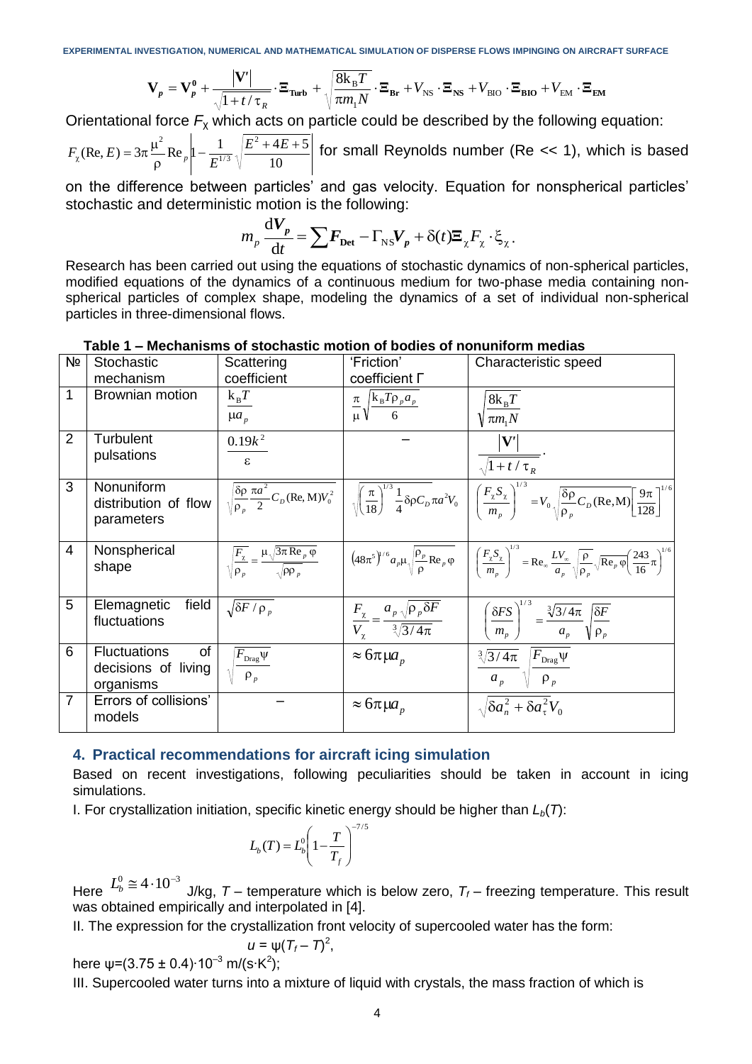$$\mathbf{V}_p = \mathbf{V}_p^0 + \frac{|\mathbf{V}'|}{\sqrt{1+t/\tau_R}} \cdot \mathbf{\Xi}_{\mathbf{Turb}} + \sqrt{\frac{8k_B T}{\pi m_1 N}} \cdot \mathbf{\Xi}_{\mathbf{Br}} + V_{\mathrm{NS}} \cdot \mathbf{\Xi}_{\mathbf{NS}} + V_{\mathrm{BIO}} \cdot \mathbf{\Xi}_{\mathbf{BIO}} + V_{\mathrm{EM}} \cdot \mathbf{\Xi}_{\mathbf{EM}}$$

Orientational force $F_\chi$ which acts on particle could be described by the following equation: $F_\chi(\mathrm{Re}, E) = 3\pi \frac{\mu^2}{\rho} \mathrm{Re}_p \left| 1 - \frac{1}{E^{1/3}} \sqrt{\frac{E^2 + 4E + 5}{10}} \right|$ for small Reynolds number (Re << 1), which is based on the difference between particles' and gas velocity. Equation for nonspherical particles' stochastic and deterministic motion is the following:

$$m_p \frac{\mathrm{d}\boldsymbol{V_p}}{\mathrm{d}t} = \sum \boldsymbol{F}_{\mathbf{Det}} - \Gamma_{\mathrm{NS}} \boldsymbol{V_p} + \delta(t) \mathbf{\Xi}_\chi F_\chi \cdot \xi_\chi .$$

Research has been carried out using the equations of stochastic dynamics of non-spherical particles, modified equations of the dynamics of a continuous medium for two-phase media containing non-spherical particles of complex shape, modeling the dynamics of a set of individual non-spherical particles in three-dimensional flows.

**Table 1 – Mechanisms of stochastic motion of bodies of nonuniform medias**

| № | Stochastic mechanism | Scattering coefficient | 'Friction' coefficient Г | Characteristic speed |
|---|---|---|---|---|
| 1 | Brownian motion | $\frac{k_B T}{\mu a_p}$ | $\frac{\pi}{\mu} \sqrt{\frac{k_B T \rho_p a_p}{6}}$ | $\sqrt{\frac{8k_B T}{\pi m_1 N}}$ |
| 2 | Turbulent pulsations | $\frac{0.19k^2}{\varepsilon}$ | – | $\frac{\lvert\mathbf{V}'\rvert}{\sqrt{1+t/\tau_R}}$. |
| 3 | Nonuniform distribution of flow parameters | $\sqrt{\frac{\delta\rho}{\rho_p} \frac{\pi a^2}{2} C_D(\mathrm{Re}, \mathrm{M}) V_0^2}$ | $\sqrt{\left(\frac{\pi}{18}\right)^{1/3} \frac{1}{4} \delta\rho C_D \pi a^2 V_0}$ | $\left(\frac{F_\chi S_\chi}{m_p}\right)^{1/3} = V_0 \sqrt{\frac{\delta\rho}{\rho_p} C_D(\mathrm{Re}, \mathrm{M})} \left[\frac{9\pi}{128}\right]^{1/6}$ |
| 4 | Nonspherical shape | $\sqrt{\frac{F_\chi}{\rho_p}} = \frac{\mu\sqrt{3\pi \mathrm{Re}_p \varphi}}{\sqrt{\rho\rho_p}}$ | $\left(48\pi^5\right)^{1/6} a_p \mu \sqrt{\frac{\rho_p}{\rho} \mathrm{Re}_p \varphi}$ | $\left(\frac{F_\chi S_\chi}{m_p}\right)^{1/3} = \mathrm{Re}_\infty \frac{L V_\infty}{a_p} \sqrt{\frac{\rho}{\rho_p}} \sqrt{\mathrm{Re}_p \varphi} \left(\frac{243}{16}\pi\right)^{1/6}$ |
| 5 | Elemagnetic field fluctuations | $\sqrt{\delta F / \rho_p}$ | $\frac{F_\chi}{V_\chi} = \frac{a_p \sqrt{\rho_p \delta F}}{\sqrt[3]{3/4\pi}}$ | $\left(\frac{\delta F S}{m_p}\right)^{1/3} = \frac{\sqrt[3]{3/4\pi}}{a_p} \sqrt{\frac{\delta F}{\rho_p}}$ |
| 6 | Fluctuations of decisions of living organisms | $\sqrt{\frac{F_{\mathrm{Drag}} \psi}{\rho_p}}$ | $\approx 6\pi\mu a_p$ | $\frac{\sqrt[3]{3/4\pi}}{a_p} \sqrt{\frac{F_{\mathrm{Drag}} \psi}{\rho_p}}$ |
| 7 | Errors of collisions' models | – | $\approx 6\pi\mu a_p$ | $\sqrt{\delta a_n^2 + \delta a_\tau^2} V_0$ |

## 4. Practical recommendations for aircraft icing simulation

Based on recent investigations, following peculiarities should be taken in account in icing simulations.

I. For crystallization initiation, specific kinetic energy should be higher than $L_b(T)$:

$$L_b(T) = L_b^0 \left(1 - \frac{T}{T_f}\right)^{-7/5}$$

Here $L_b^0 \cong 4 \cdot 10^{-3}$ J/kg, $T$ – temperature which is below zero, $T_f$ – freezing temperature. This result was obtained empirically and interpolated in [4].

II. The expression for the crystallization front velocity of supercooled water has the form:

$$u = \psi(T_f - T)^2,$$

here $\psi = (3.75 \pm 0.4) \cdot 10^{-3}$ m/(s·K$^2$);

III. Supercooled water turns into a mixture of liquid with crystals, the mass fraction of which is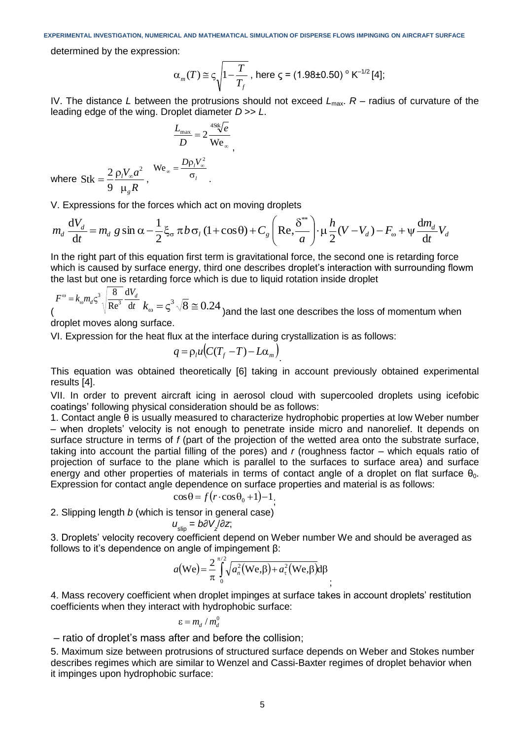determined by the expression:

$$\alpha_m(T) \cong \varsigma\sqrt{1-\frac{T}{T_f}}$$, here $\varsigma$ = (1.98±0.50) ° $K^{-1/2}$ [4];

IV. The distance $L$ between the protrusions should not exceed $L_{max}$. $R$ – radius of curvature of the leading edge of the wing. Droplet diameter $D >> L$.

$$\frac{L_{\max}}{D} = 2\frac{\sqrt[4\mathrm{Stk}]{e}}{\mathrm{We}_\infty},$$

where $\mathrm{Stk} = \dfrac{2}{9}\dfrac{\rho_l V_\infty a^2}{\mu_g R}$, $\mathrm{We}_\infty = \dfrac{D\rho_l V_\infty^2}{\sigma_l}$.

V. Expressions for the forces which act on moving droplets

$$m_d\frac{\mathrm{d}V_d}{\mathrm{d}t} = m_d\, g\sin\alpha - \frac{1}{2}\xi_\sigma\,\pi b\sigma_l\,(1+\cos\theta) + C_g\left(\mathrm{Re},\frac{\delta^{**}}{a}\right)\cdot\mu\frac{h}{2}(V-V_d) - F_\omega + \psi\frac{\mathrm{d}m_d}{\mathrm{d}t}V_d$$

In the right part of this equation first term is gravitational force, the second one is retarding force which is caused by surface energy, third one describes droplet's interaction with surrounding flowm the last but one is retarding force which is due to liquid rotation inside droplet

($F^\omega = k_\omega m_d\varsigma^3\sqrt{\dfrac{8}{\mathrm{Re}^3}}\dfrac{\mathrm{d}V_d}{\mathrm{d}t}$ $k_\omega = \varsigma^3\sqrt[3]{8} \cong 0.24$)and the last one describes the loss of momentum when droplet moves along surface.

VI. Expression for the heat flux at the interface during crystallization is as follows:

$$q = \rho_l u\left(C(T_f - T) - L\alpha_m\right).$$

This equation was obtained theoretically [6] taking in account previously obtained experimental results [4].

VII. In order to prevent aircraft icing in aerosol cloud with supercooled droplets using icefobic coatings' following physical consideration should be as follows:

1. Contact angle θ is usually measured to characterize hydrophobic properties at low Weber number – when droplets' velocity is not enough to penetrate inside micro and nanorelief. It depends on surface structure in terms of $f$ (part of the projection of the wetted area onto the substrate surface, taking into account the partial filling of the pores) and $r$ (roughness factor – which equals ratio of projection of surface to the plane which is parallel to the surfaces to surface area) and surface energy and other properties of materials in terms of contact angle of a droplet on flat surface $\theta_0$. Expression for contact angle dependence on surface properties and material is as follows:

$$\cos\theta = f\left(r\cdot\cos\theta_0 + 1\right) - 1;$$

2. Slipping length $b$ (which is tensor in general case)

$$u_{\mathrm{slip}} = b\partial V_z/\partial z;$$

3. Droplets' velocity recovery coefficient depend on Weber number We and should be averaged as follows to it's dependence on angle of impingement β:

$$a(\mathrm{We}) = \frac{2}{\pi}\int_0^{\pi/2}\sqrt{a_n^2(\mathrm{We},\beta) + a_\tau^2(\mathrm{We},\beta)}\,\mathrm{d}\beta;$$

4. Mass recovery coefficient when droplet impinges at surface takes in account droplets' restitution coefficients when they interact with hydrophobic surface:

$$\varepsilon = m_d / m_d^0$$

– ratio of droplet's mass after and before the collision;

5. Maximum size between protrusions of structured surface depends on Weber and Stokes number describes regimes which are similar to Wenzel and Cassi-Baxter regimes of droplet behavior when it impinges upon hydrophobic surface: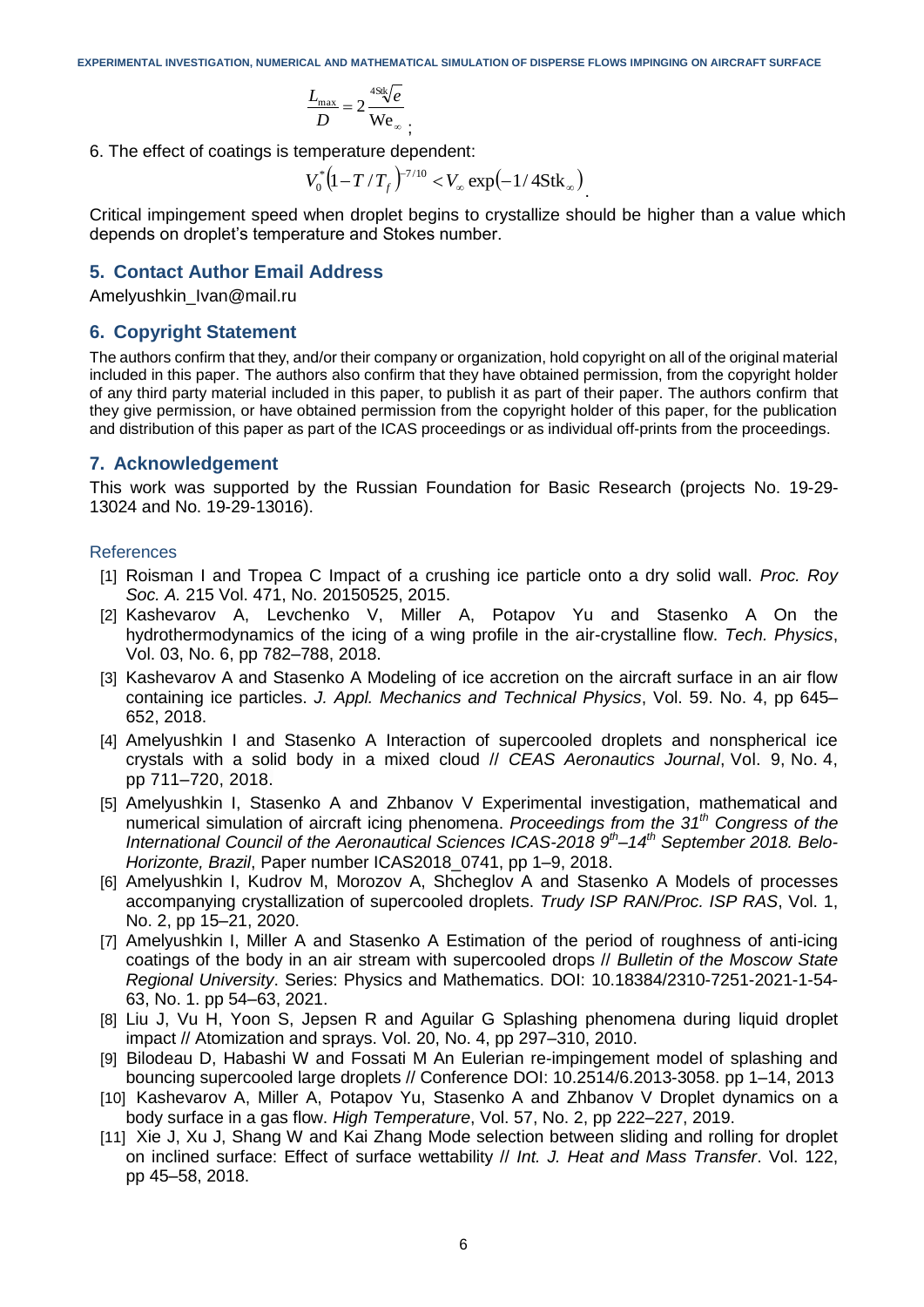$$\frac{L_{\max}}{D} = 2\frac{\sqrt[4\mathrm{Stk}]{e}}{\mathrm{We}_{\infty}};$$

6. The effect of coatings is temperature dependent:

$$V_0^*\left(1 - T/T_f\right)^{-7/10} < V_{\infty}\exp\left(-1/4\mathrm{Stk}_{\infty}\right).$$

Critical impingement speed when droplet begins to crystallize should be higher than a value which depends on droplet's temperature and Stokes number.

## 5. Contact Author Email Address

Amelyushkin_Ivan@mail.ru

## 6. Copyright Statement

The authors confirm that they, and/or their company or organization, hold copyright on all of the original material included in this paper. The authors also confirm that they have obtained permission, from the copyright holder of any third party material included in this paper, to publish it as part of their paper. The authors confirm that they give permission, or have obtained permission from the copyright holder of this paper, for the publication and distribution of this paper as part of the ICAS proceedings or as individual off-prints from the proceedings.

## 7. Acknowledgement

This work was supported by the Russian Foundation for Basic Research (projects No. 19-29-13024 and No. 19-29-13016).

### References

[1] Roisman I and Tropea C Impact of a crushing ice particle onto a dry solid wall. *Proc. Roy Soc. A.* 215 Vol. 471, No. 20150525, 2015.

[2] Kashevarov A, Levchenko V, Miller A, Potapov Yu and Stasenko A On the hydrothermodynamics of the icing of a wing profile in the air-crystalline flow. *Tech. Physics*, Vol. 03, No. 6, pp 782–788, 2018.

[3] Kashevarov A and Stasenko A Modeling of ice accretion on the aircraft surface in an air flow containing ice particles. *J. Appl. Mechanics and Technical Physics*, Vol. 59. No. 4, pp 645–652, 2018.

[4] Amelyushkin I and Stasenko A Interaction of supercooled droplets and nonspherical ice crystals with a solid body in a mixed cloud // *CEAS Aeronautics Journal*, Vol. 9, No. 4, pp 711–720, 2018.

[5] Amelyushkin I, Stasenko A and Zhbanov V Experimental investigation, mathematical and numerical simulation of aircraft icing phenomena. *Proceedings from the 31th Congress of the International Council of the Aeronautical Sciences ICAS-2018 9th–14th September 2018. Belo-Horizonte, Brazil*, Paper number ICAS2018_0741, pp 1–9, 2018.

[6] Amelyushkin I, Kudrov M, Morozov A, Shcheglov A and Stasenko A Models of processes accompanying crystallization of supercooled droplets. *Trudy ISP RAN/Proc. ISP RAS*, Vol. 1, No. 2, pp 15–21, 2020.

[7] Amelyushkin I, Miller A and Stasenko A Estimation of the period of roughness of anti-icing coatings of the body in an air stream with supercooled drops // *Bulletin of the Moscow State Regional University*. Series: Physics and Mathematics. DOI: 10.18384/2310-7251-2021-1-54-63, No. 1. pp 54–63, 2021.

[8] Liu J, Vu H, Yoon S, Jepsen R and Aguilar G Splashing phenomena during liquid droplet impact // Atomization and sprays. Vol. 20, No. 4, pp 297–310, 2010.

[9] Bilodeau D, Habashi W and Fossati M An Eulerian re-impingement model of splashing and bouncing supercooled large droplets // Conference DOI: 10.2514/6.2013-3058. pp 1–14, 2013

[10] Kashevarov A, Miller A, Potapov Yu, Stasenko A and Zhbanov V Droplet dynamics on a body surface in a gas flow. *High Temperature*, Vol. 57, No. 2, pp 222–227, 2019.

[11] Xie J, Xu J, Shang W and Kai Zhang Mode selection between sliding and rolling for droplet on inclined surface: Effect of surface wettability // *Int. J. Heat and Mass Transfer*. Vol. 122, pp 45–58, 2018.